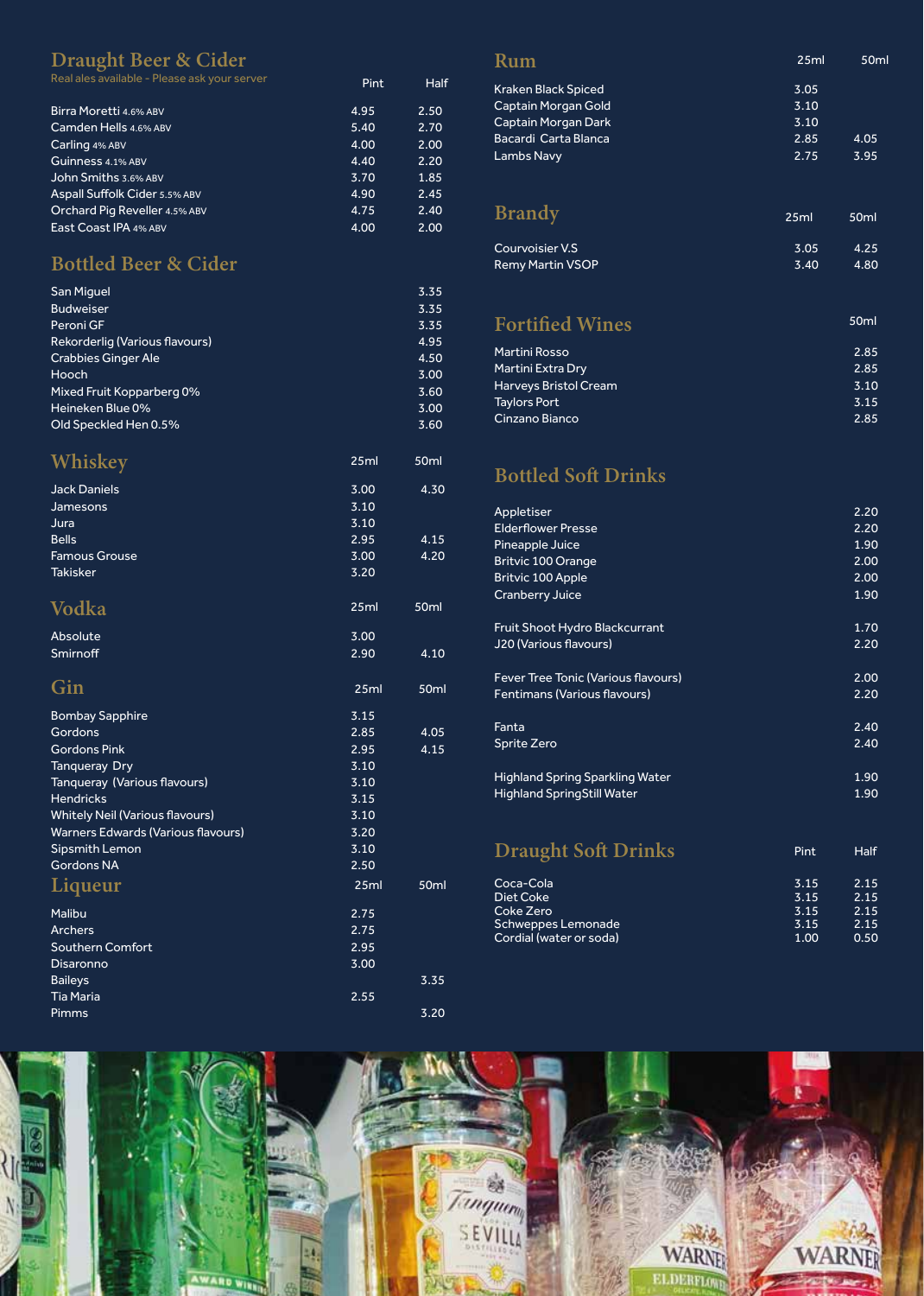## Draught Beer & Cider

Real ales available - Please ask your server

| | Pint | Half |
|---|---|---|
| Birra Moretti 4.6% ABV | 4.95 | 2.50 |
| Camden Hells 4.6% ABV | 5.40 | 2.70 |
| Carling 4% ABV | 4.00 | 2.00 |
| Guinness 4.1% ABV | 4.40 | 2.20 |
| John Smiths 3.6% ABV | 3.70 | 1.85 |
| Aspall Suffolk Cider 5.5% ABV | 4.90 | 2.45 |
| Orchard Pig Reveller 4.5% ABV | 4.75 | 2.40 |
| East Coast IPA 4% ABV | 4.00 | 2.00 |

## Bottled Beer & Cider

| | |
|---|---|
| San Miguel | 3.35 |
| Budweiser | 3.35 |
| Peroni GF | 3.35 |
| Rekorderlig (Various flavours) | 4.95 |
| Crabbies Ginger Ale | 4.50 |
| Hooch | 3.00 |
| Mixed Fruit Kopparberg 0% | 3.60 |
| Heineken Blue 0% | 3.00 |
| Old Speckled Hen 0.5% | 3.60 |

## Whiskey

| | 25ml | 50ml |
|---|---|---|
| Jack Daniels | 3.00 | 4.30 |
| Jamesons | 3.10 | |
| Jura | 3.10 | |
| Bells | 2.95 | 4.15 |
| Famous Grouse | 3.00 | 4.20 |
| Takisker | 3.20 | |

## Vodka

| | 25ml | 50ml |
|---|---|---|
| Absolute | 3.00 | |
| Smirnoff | 2.90 | 4.10 |

## Gin

| | 25ml | 50ml |
|---|---|---|
| Bombay Sapphire | 3.15 | |
| Gordons | 2.85 | 4.05 |
| Gordons Pink | 2.95 | 4.15 |
| Tanqueray Dry | 3.10 | |
| Tanqueray (Various flavours) | 3.10 | |
| Hendricks | 3.15 | |
| Whitely Neil (Various flavours) | 3.10 | |
| Warners Edwards (Various flavours) | 3.20 | |
| Sipsmith Lemon | 3.10 | |
| Gordons NA | 2.50 | |

## Liqueur

| | 25ml | 50ml |
|---|---|---|
| Malibu | 2.75 | |
| Archers | 2.75 | |
| Southern Comfort | 2.95 | |
| Disaronno | 3.00 | |
| Baileys | | 3.35 |
| Tia Maria | 2.55 | |
| Pimms | | 3.20 |

## Rum

| | 25ml | 50ml |
|---|---|---|
| Kraken Black Spiced | 3.05 | |
| Captain Morgan Gold | 3.10 | |
| Captain Morgan Dark | 3.10 | |
| Bacardi Carta Blanca | 2.85 | 4.05 |
| Lambs Navy | 2.75 | 3.95 |

## Brandy

| | 25ml | 50ml |
|---|---|---|
| Courvoisier V.S | 3.05 | 4.25 |
| Remy Martin VSOP | 3.40 | 4.80 |

## Fortified Wines

| | 50ml |
|---|---|
| Martini Rosso | 2.85 |
| Martini Extra Dry | 2.85 |
| Harveys Bristol Cream | 3.10 |
| Taylors Port | 3.15 |
| Cinzano Bianco | 2.85 |

## Bottled Soft Drinks

| | |
|---|---|
| Appletiser | 2.20 |
| Elderflower Presse | 2.20 |
| Pineapple Juice | 1.90 |
| Britvic 100 Orange | 2.00 |
| Britvic 100 Apple | 2.00 |
| Cranberry Juice | 1.90 |
| Fruit Shoot Hydro Blackcurrant | 1.70 |
| J20 (Various flavours) | 2.20 |
| Fever Tree Tonic (Various flavours) | 2.00 |
| Fentimans (Various flavours) | 2.20 |
| Fanta | 2.40 |
| Sprite Zero | 2.40 |
| Highland Spring Sparkling Water | 1.90 |
| Highland SpringStill Water | 1.90 |

## Draught Soft Drinks

| | Pint | Half |
|---|---|---|
| Coca-Cola | 3.15 | 2.15 |
| Diet Coke | 3.15 | 2.15 |
| Coke Zero | 3.15 | 2.15 |
| Schweppes Lemonade | 3.15 | 2.15 |
| Cordial (water or soda) | 1.00 | 0.50 |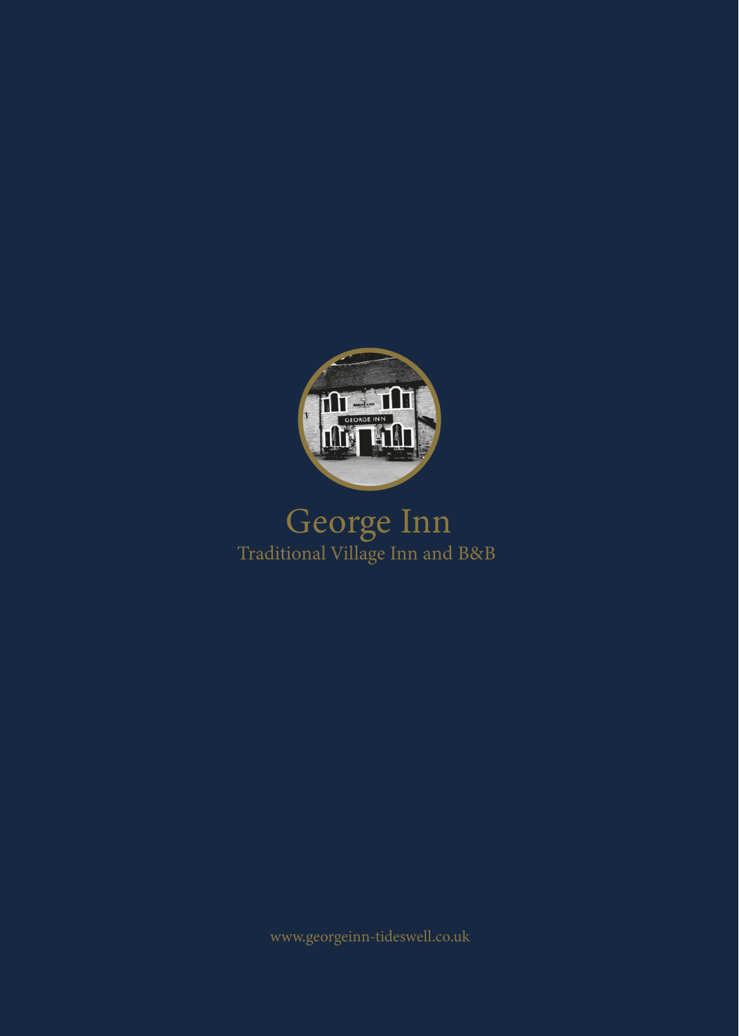# George Inn

Traditional Village Inn and B&B

www.georgeinn-tideswell.co.uk